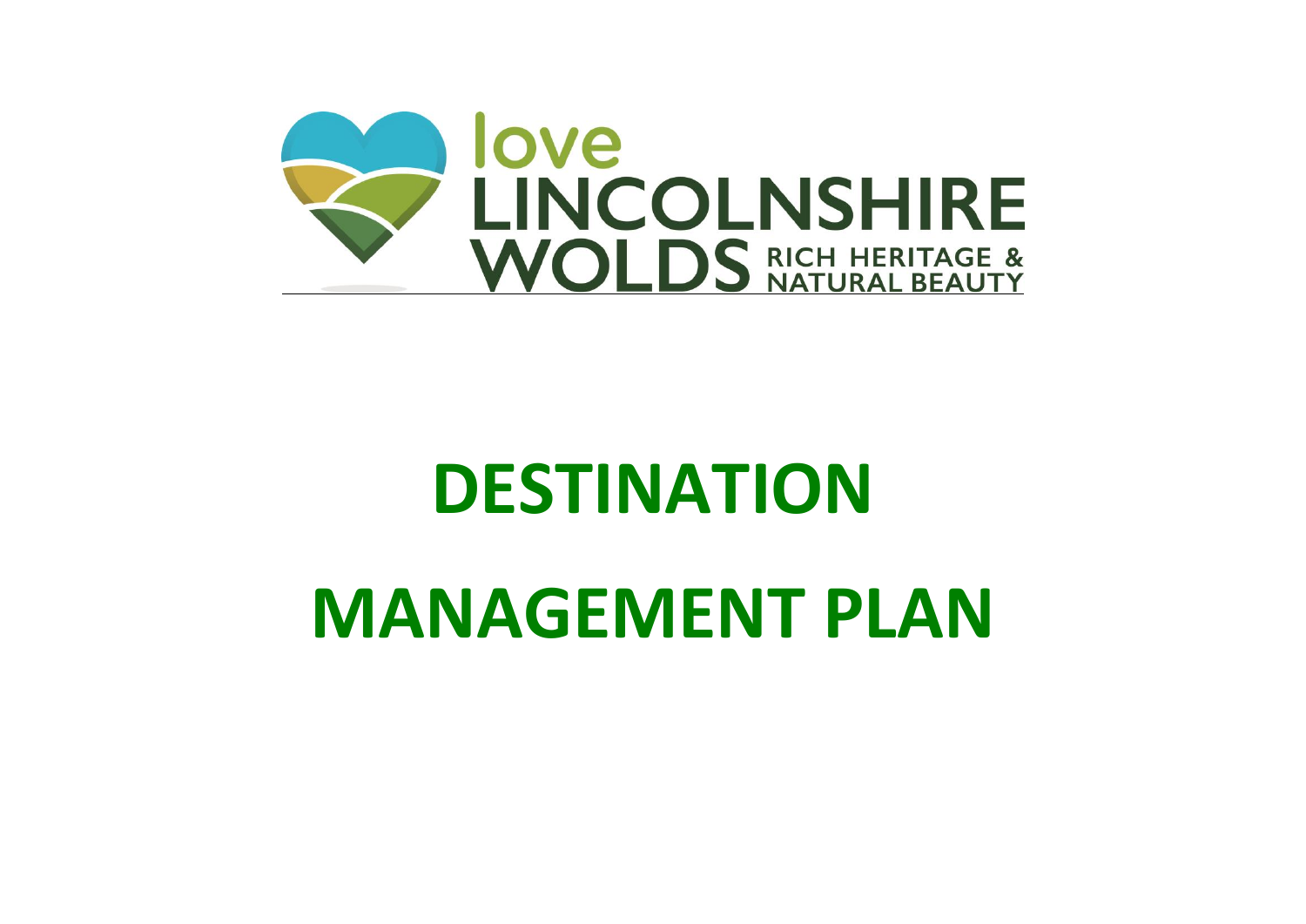love LINCOLNSHIRE WOLDS RICH HERITAGE & NATURAL BEAUTY

# DESTINATION MANAGEMENT PLAN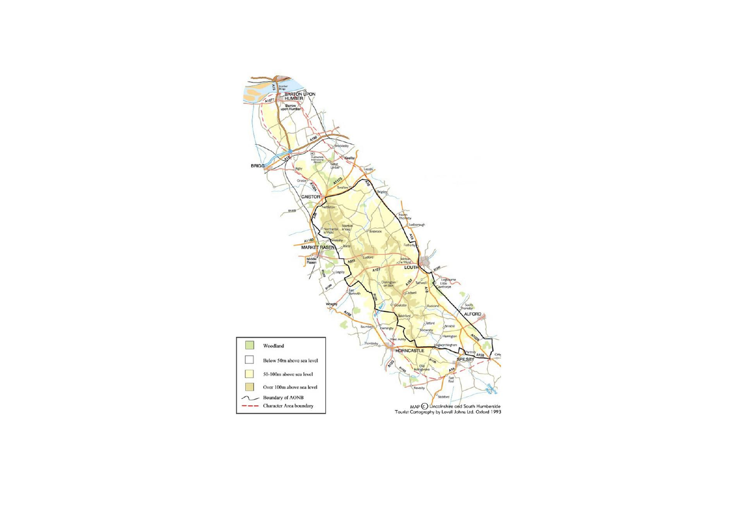| | |
|---|---|
| | Woodland |
| | Below 50m above sea level |
| | 50-100m above sea level |
| | Over 100m above sea level |
| | Boundary of AONB |
| | Character Area boundary |

MAP © Lincolnshire and South Humberside Tourist Cartography by Lovell Johns Ltd. Oxford 1993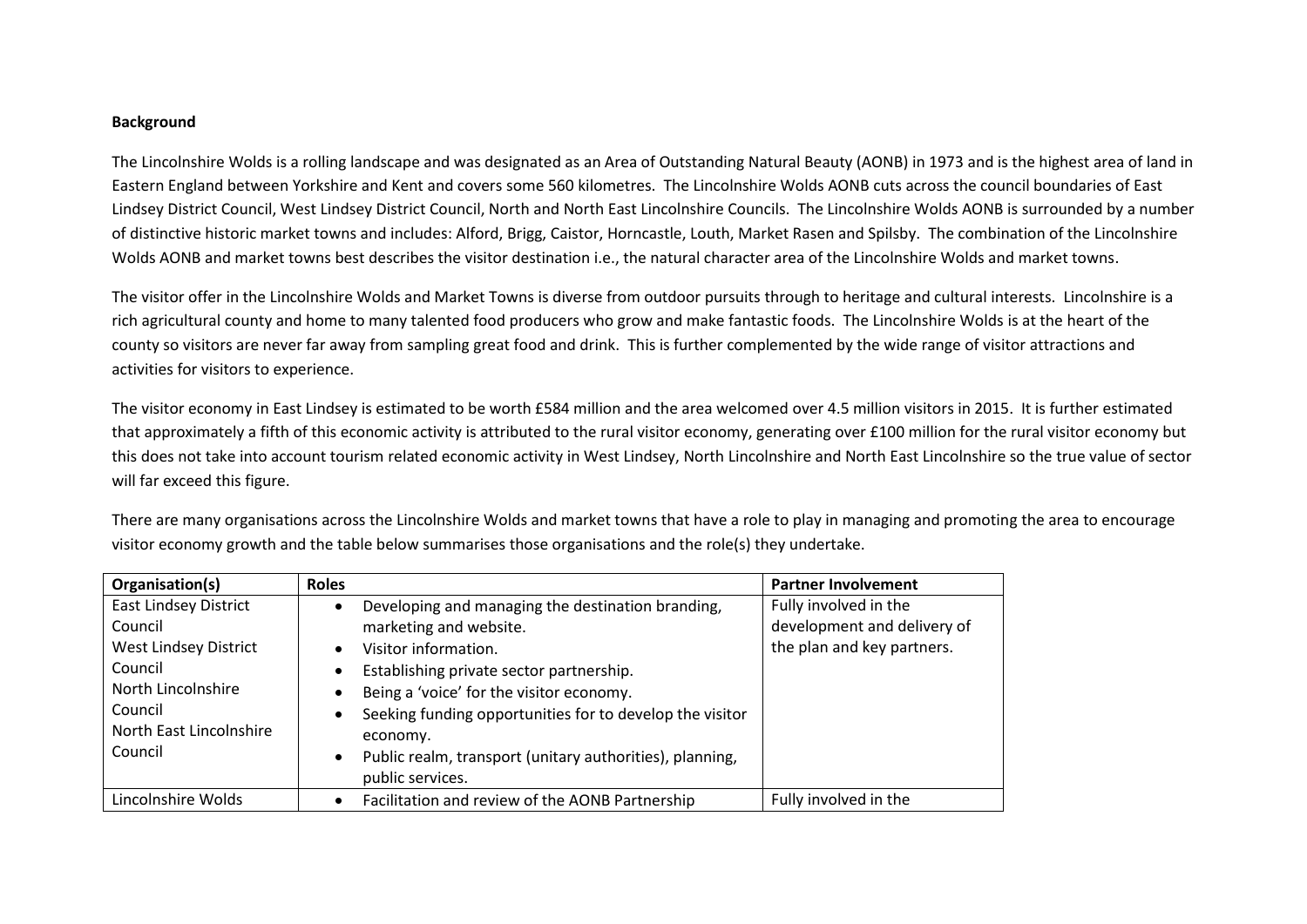**Background**

The Lincolnshire Wolds is a rolling landscape and was designated as an Area of Outstanding Natural Beauty (AONB) in 1973 and is the highest area of land in Eastern England between Yorkshire and Kent and covers some 560 kilometres. The Lincolnshire Wolds AONB cuts across the council boundaries of East Lindsey District Council, West Lindsey District Council, North and North East Lincolnshire Councils. The Lincolnshire Wolds AONB is surrounded by a number of distinctive historic market towns and includes: Alford, Brigg, Caistor, Horncastle, Louth, Market Rasen and Spilsby. The combination of the Lincolnshire Wolds AONB and market towns best describes the visitor destination i.e., the natural character area of the Lincolnshire Wolds and market towns.

The visitor offer in the Lincolnshire Wolds and Market Towns is diverse from outdoor pursuits through to heritage and cultural interests. Lincolnshire is a rich agricultural county and home to many talented food producers who grow and make fantastic foods. The Lincolnshire Wolds is at the heart of the county so visitors are never far away from sampling great food and drink. This is further complemented by the wide range of visitor attractions and activities for visitors to experience.

The visitor economy in East Lindsey is estimated to be worth £584 million and the area welcomed over 4.5 million visitors in 2015. It is further estimated that approximately a fifth of this economic activity is attributed to the rural visitor economy, generating over £100 million for the rural visitor economy but this does not take into account tourism related economic activity in West Lindsey, North Lincolnshire and North East Lincolnshire so the true value of sector will far exceed this figure.

There are many organisations across the Lincolnshire Wolds and market towns that have a role to play in managing and promoting the area to encourage visitor economy growth and the table below summarises those organisations and the role(s) they undertake.

| Organisation(s) | Roles | Partner Involvement |
|---|---|---|
| East Lindsey District Council<br>West Lindsey District Council<br>North Lincolnshire Council<br>North East Lincolnshire Council | • Developing and managing the destination branding, marketing and website.<br>• Visitor information.<br>• Establishing private sector partnership.<br>• Being a 'voice' for the visitor economy.<br>• Seeking funding opportunities for to develop the visitor economy.<br>• Public realm, transport (unitary authorities), planning, public services. | Fully involved in the development and delivery of the plan and key partners. |
| Lincolnshire Wolds | • Facilitation and review of the AONB Partnership | Fully involved in the |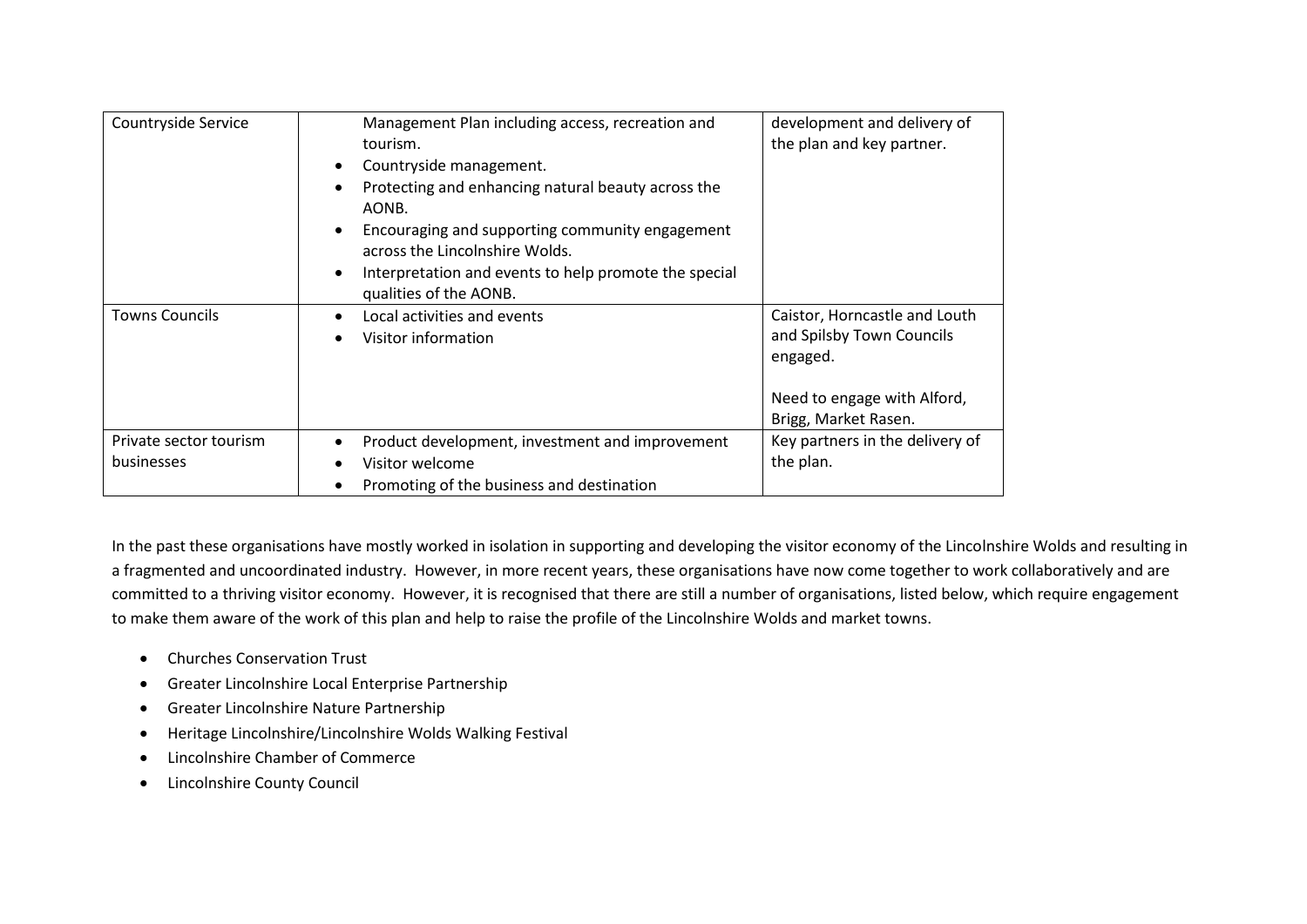| | | |
|---|---|---|
| Countryside Service | Management Plan including access, recreation and tourism.<br>• Countryside management.<br>• Protecting and enhancing natural beauty across the AONB.<br>• Encouraging and supporting community engagement across the Lincolnshire Wolds.<br>• Interpretation and events to help promote the special qualities of the AONB. | development and delivery of the plan and key partner. |
| Towns Councils | • Local activities and events<br>• Visitor information | Caistor, Horncastle and Louth and Spilsby Town Councils engaged.<br><br>Need to engage with Alford, Brigg, Market Rasen. |
| Private sector tourism businesses | • Product development, investment and improvement<br>• Visitor welcome<br>• Promoting of the business and destination | Key partners in the delivery of the plan. |

In the past these organisations have mostly worked in isolation in supporting and developing the visitor economy of the Lincolnshire Wolds and resulting in a fragmented and uncoordinated industry. However, in more recent years, these organisations have now come together to work collaboratively and are committed to a thriving visitor economy. However, it is recognised that there are still a number of organisations, listed below, which require engagement to make them aware of the work of this plan and help to raise the profile of the Lincolnshire Wolds and market towns.

- Churches Conservation Trust
- Greater Lincolnshire Local Enterprise Partnership
- Greater Lincolnshire Nature Partnership
- Heritage Lincolnshire/Lincolnshire Wolds Walking Festival
- Lincolnshire Chamber of Commerce
- Lincolnshire County Council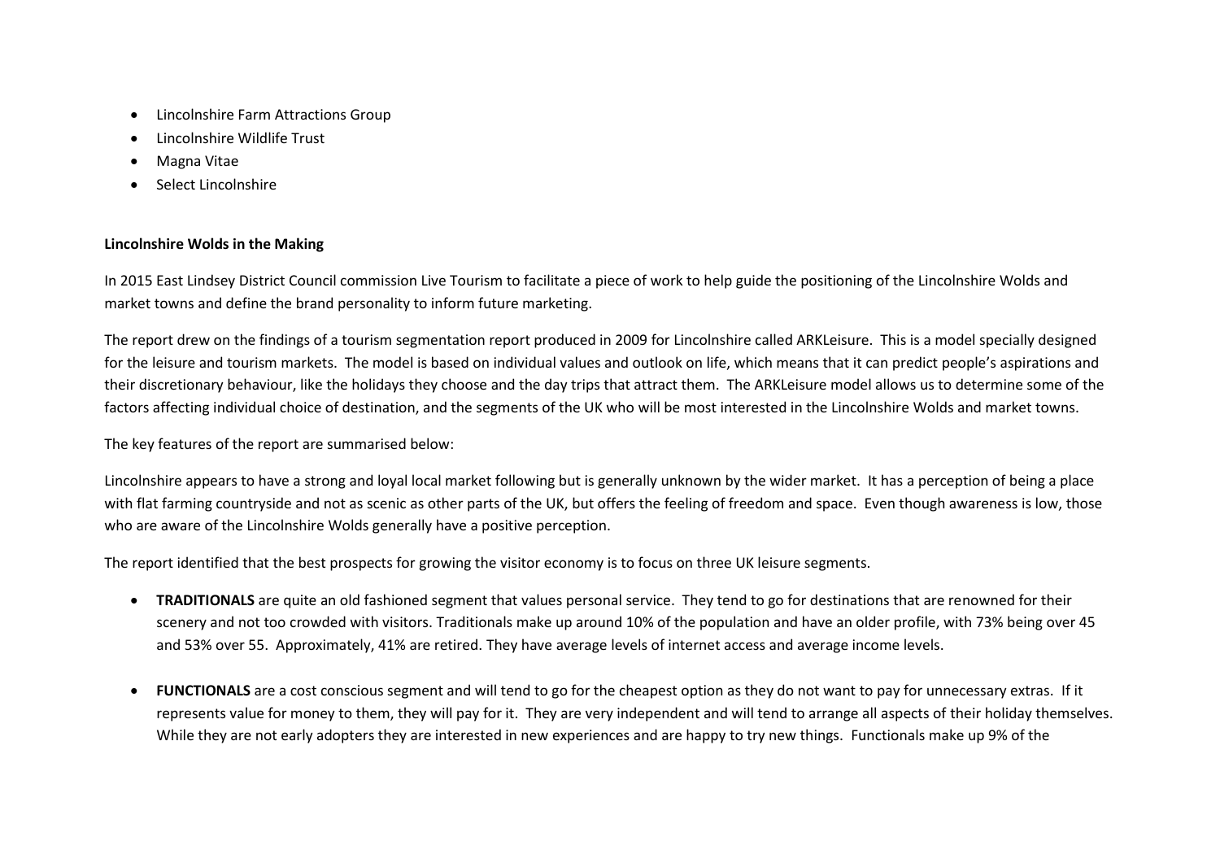- Lincolnshire Farm Attractions Group
- Lincolnshire Wildlife Trust
- Magna Vitae
- Select Lincolnshire

**Lincolnshire Wolds in the Making**

In 2015 East Lindsey District Council commission Live Tourism to facilitate a piece of work to help guide the positioning of the Lincolnshire Wolds and market towns and define the brand personality to inform future marketing.

The report drew on the findings of a tourism segmentation report produced in 2009 for Lincolnshire called ARKLeisure. This is a model specially designed for the leisure and tourism markets. The model is based on individual values and outlook on life, which means that it can predict people's aspirations and their discretionary behaviour, like the holidays they choose and the day trips that attract them. The ARKLeisure model allows us to determine some of the factors affecting individual choice of destination, and the segments of the UK who will be most interested in the Lincolnshire Wolds and market towns.

The key features of the report are summarised below:

Lincolnshire appears to have a strong and loyal local market following but is generally unknown by the wider market. It has a perception of being a place with flat farming countryside and not as scenic as other parts of the UK, but offers the feeling of freedom and space. Even though awareness is low, those who are aware of the Lincolnshire Wolds generally have a positive perception.

The report identified that the best prospects for growing the visitor economy is to focus on three UK leisure segments.

- **TRADITIONALS** are quite an old fashioned segment that values personal service. They tend to go for destinations that are renowned for their scenery and not too crowded with visitors. Traditionals make up around 10% of the population and have an older profile, with 73% being over 45 and 53% over 55. Approximately, 41% are retired. They have average levels of internet access and average income levels.

- **FUNCTIONALS** are a cost conscious segment and will tend to go for the cheapest option as they do not want to pay for unnecessary extras. If it represents value for money to them, they will pay for it. They are very independent and will tend to arrange all aspects of their holiday themselves. While they are not early adopters they are interested in new experiences and are happy to try new things. Functionals make up 9% of the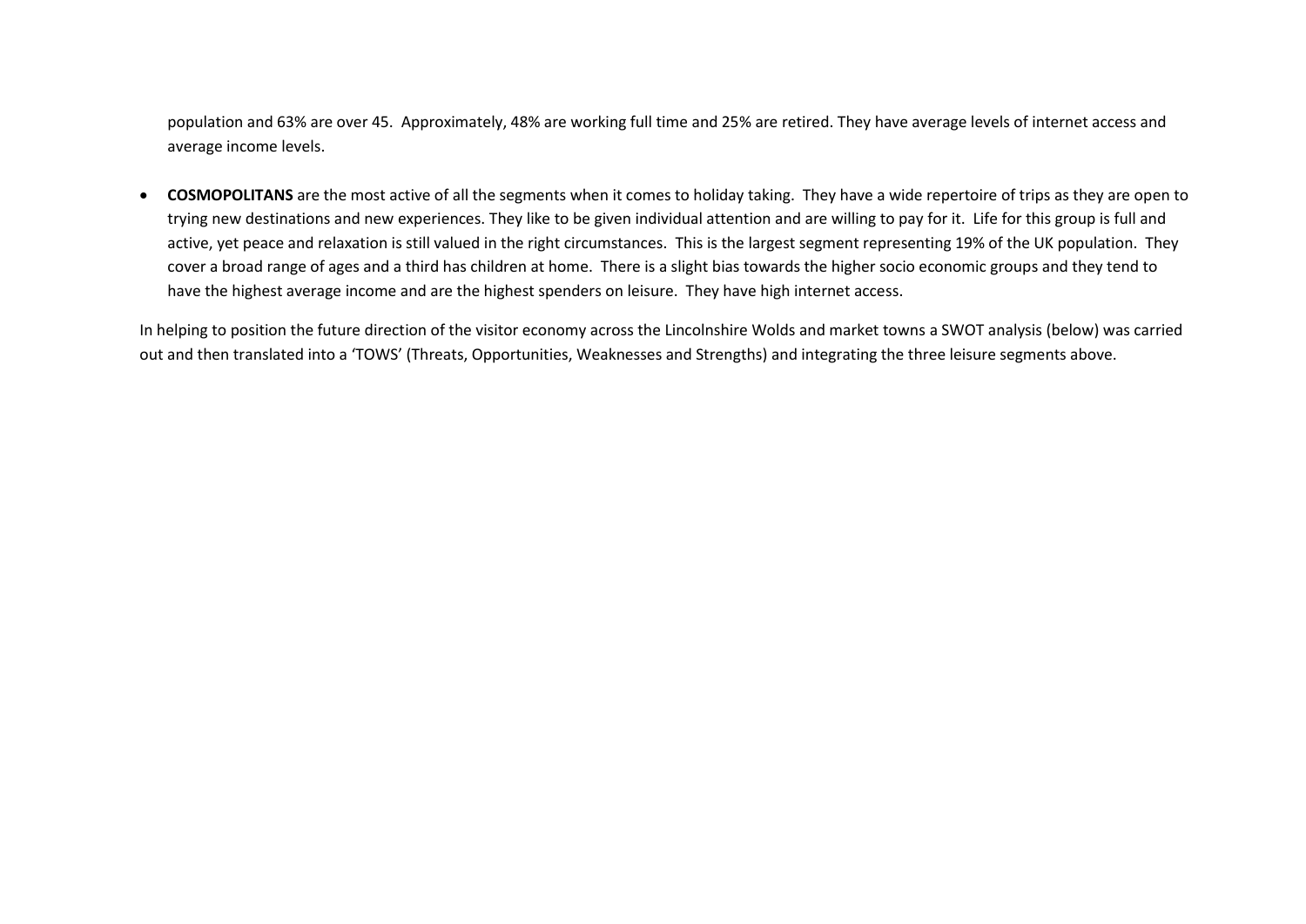population and 63% are over 45. Approximately, 48% are working full time and 25% are retired. They have average levels of internet access and average income levels.

- **COSMOPOLITANS** are the most active of all the segments when it comes to holiday taking. They have a wide repertoire of trips as they are open to trying new destinations and new experiences. They like to be given individual attention and are willing to pay for it. Life for this group is full and active, yet peace and relaxation is still valued in the right circumstances. This is the largest segment representing 19% of the UK population. They cover a broad range of ages and a third has children at home. There is a slight bias towards the higher socio economic groups and they tend to have the highest average income and are the highest spenders on leisure. They have high internet access.

In helping to position the future direction of the visitor economy across the Lincolnshire Wolds and market towns a SWOT analysis (below) was carried out and then translated into a 'TOWS' (Threats, Opportunities, Weaknesses and Strengths) and integrating the three leisure segments above.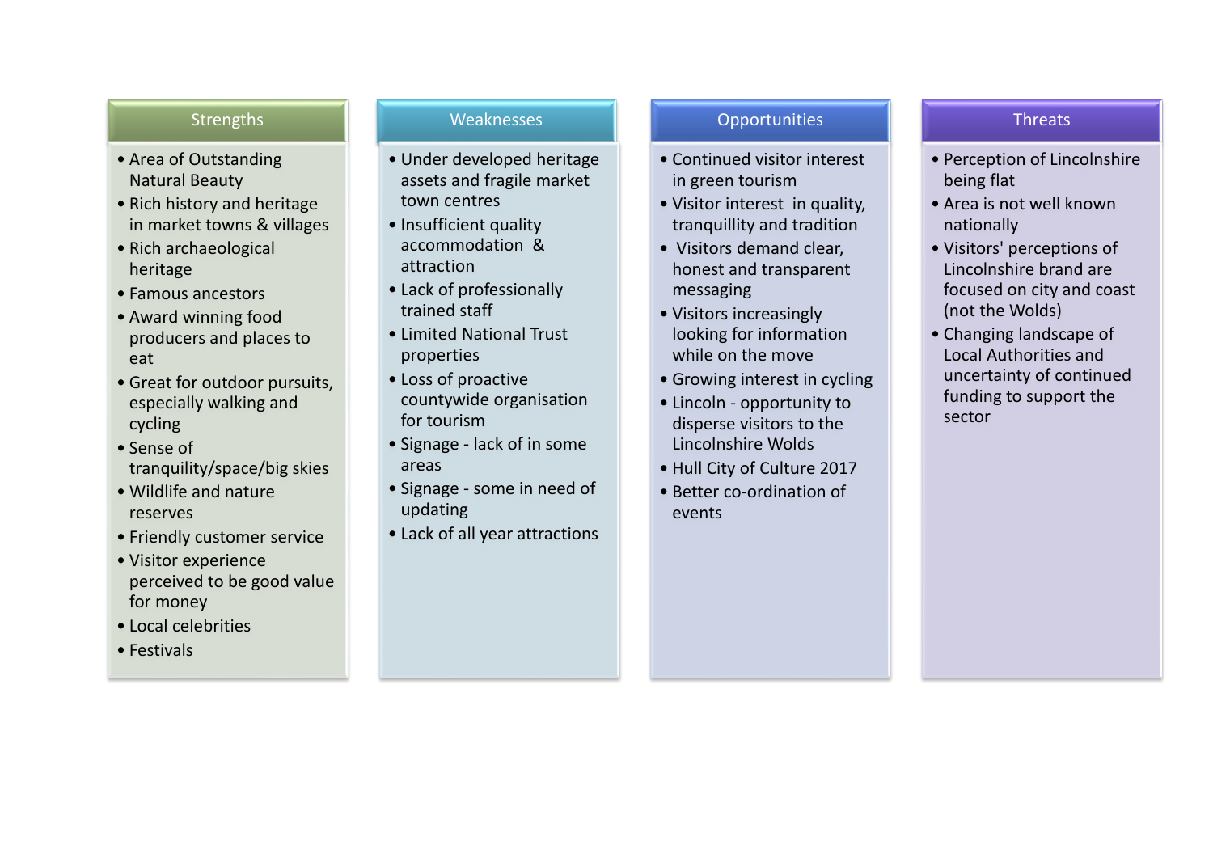## Strengths

- Area of Outstanding Natural Beauty
- Rich history and heritage in market towns & villages
- Rich archaeological heritage
- Famous ancestors
- Award winning food producers and places to eat
- Great for outdoor pursuits, especially walking and cycling
- Sense of tranquility/space/big skies
- Wildlife and nature reserves
- Friendly customer service
- Visitor experience perceived to be good value for money
- Local celebrities
- Festivals

## Weaknesses

- Under developed heritage assets and fragile market town centres
- Insufficient quality accommodation & attraction
- Lack of professionally trained staff
- Limited National Trust properties
- Loss of proactive countywide organisation for tourism
- Signage - lack of in some areas
- Signage - some in need of updating
- Lack of all year attractions

## Opportunities

- Continued visitor interest in green tourism
- Visitor interest in quality, tranquillity and tradition
- Visitors demand clear, honest and transparent messaging
- Visitors increasingly looking for information while on the move
- Growing interest in cycling
- Lincoln - opportunity to disperse visitors to the Lincolnshire Wolds
- Hull City of Culture 2017
- Better co-ordination of events

## Threats

- Perception of Lincolnshire being flat
- Area is not well known nationally
- Visitors' perceptions of Lincolnshire brand are focused on city and coast (not the Wolds)
- Changing landscape of Local Authorities and uncertainty of continued funding to support the sector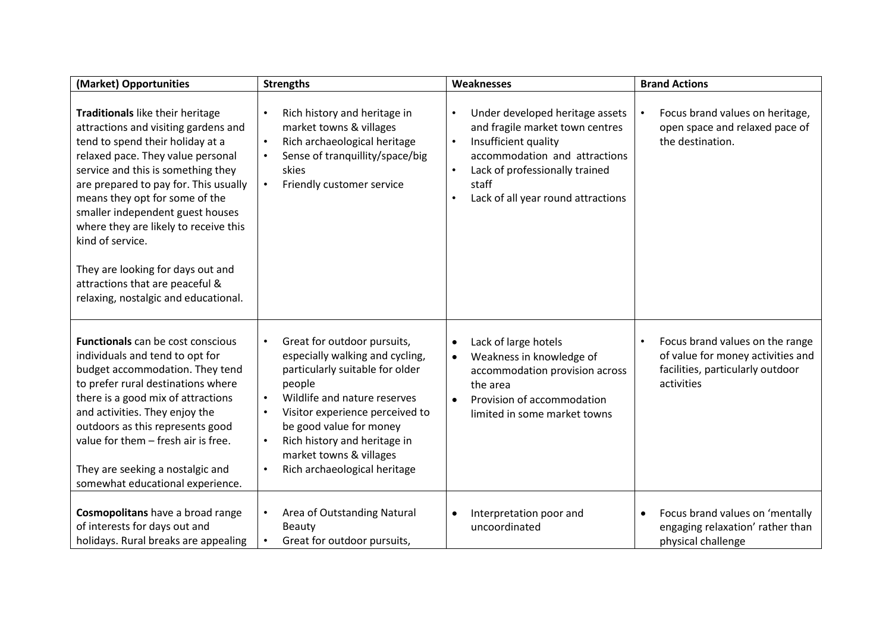| (Market) Opportunities | Strengths | Weaknesses | Brand Actions |
|---|---|---|---|
| **Traditionals** like their heritage attractions and visiting gardens and tend to spend their holiday at a relaxed pace. They value personal service and this is something they are prepared to pay for. This usually means they opt for some of the smaller independent guest houses where they are likely to receive this kind of service.<br><br>They are looking for days out and attractions that are peaceful & relaxing, nostalgic and educational. | • Rich history and heritage in market towns & villages<br>• Rich archaeological heritage<br>• Sense of tranquillity/space/big skies<br>• Friendly customer service | • Under developed heritage assets and fragile market town centres<br>• Insufficient quality accommodation and attractions<br>• Lack of professionally trained staff<br>• Lack of all year round attractions | • Focus brand values on heritage, open space and relaxed pace of the destination. |
| **Functionals** can be cost conscious individuals and tend to opt for budget accommodation. They tend to prefer rural destinations where there is a good mix of attractions and activities. They enjoy the outdoors as this represents good value for them – fresh air is free.<br><br>They are seeking a nostalgic and somewhat educational experience. | • Great for outdoor pursuits, especially walking and cycling, particularly suitable for older people<br>• Wildlife and nature reserves<br>• Visitor experience perceived to be good value for money<br>• Rich history and heritage in market towns & villages<br>• Rich archaeological heritage | • Lack of large hotels<br>• Weakness in knowledge of accommodation provision across the area<br>• Provision of accommodation limited in some market towns | • Focus brand values on the range of value for money activities and facilities, particularly outdoor activities |
| **Cosmopolitans** have a broad range of interests for days out and holidays. Rural breaks are appealing | • Area of Outstanding Natural Beauty<br>• Great for outdoor pursuits, | • Interpretation poor and uncoordinated | • Focus brand values on 'mentally engaging relaxation' rather than physical challenge |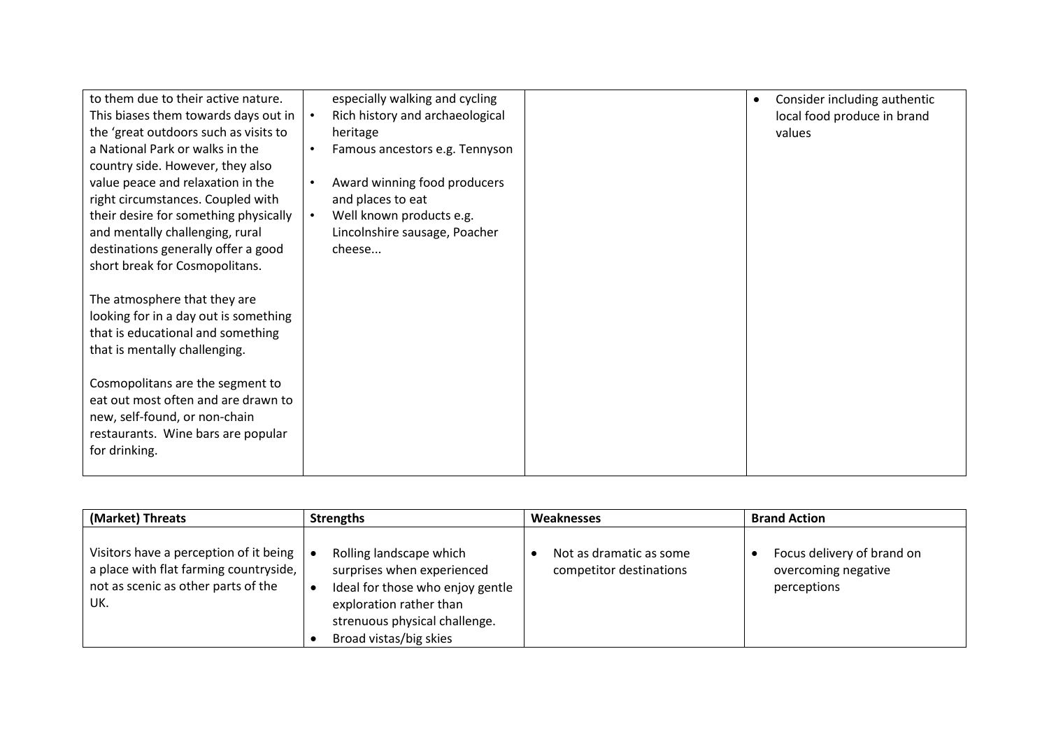| | | | |
|---|---|---|---|
| to them due to their active nature. This biases them towards days out in the 'great outdoors such as visits to a National Park or walks in the country side. However, they also value peace and relaxation in the right circumstances. Coupled with their desire for something physically and mentally challenging, rural destinations generally offer a good short break for Cosmopolitans.<br><br>The atmosphere that they are looking for in a day out is something that is educational and something that is mentally challenging.<br><br>Cosmopolitans are the segment to eat out most often and are drawn to new, self-found, or non-chain restaurants. Wine bars are popular for drinking. | especially walking and cycling<br>• Rich history and archaeological heritage<br>• Famous ancestors e.g. Tennyson<br>• Award winning food producers and places to eat<br>• Well known products e.g. Lincolnshire sausage, Poacher cheese... | | • Consider including authentic local food produce in brand values |

| (Market) Threats | Strengths | Weaknesses | Brand Action |
|---|---|---|---|
| Visitors have a perception of it being a place with flat farming countryside, not as scenic as other parts of the UK. | • Rolling landscape which surprises when experienced<br>• Ideal for those who enjoy gentle exploration rather than strenuous physical challenge.<br>• Broad vistas/big skies | • Not as dramatic as some competitor destinations | • Focus delivery of brand on overcoming negative perceptions |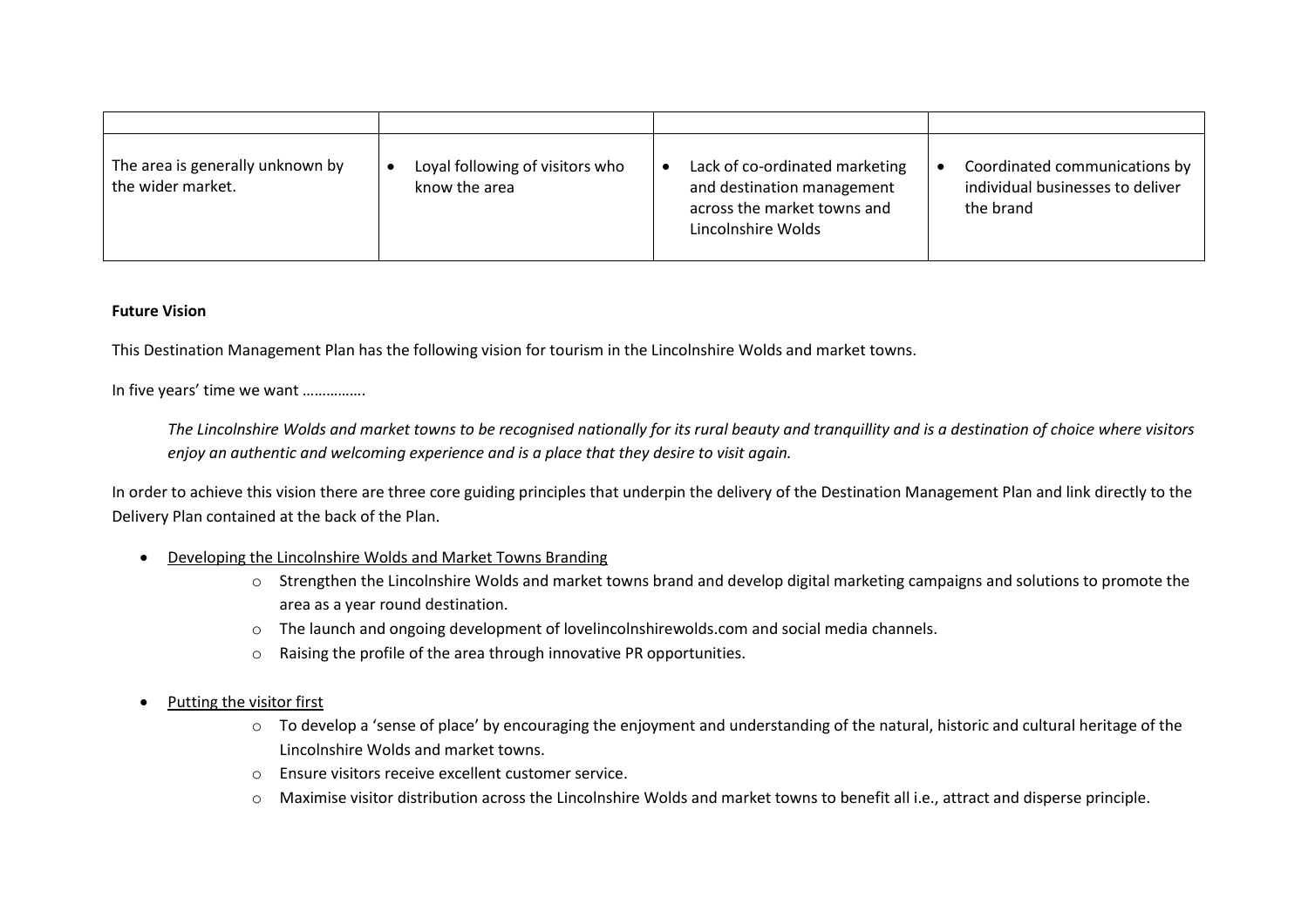| | | | |
|---|---|---|---|
| The area is generally unknown by the wider market. | • Loyal following of visitors who know the area | • Lack of co-ordinated marketing and destination management across the market towns and Lincolnshire Wolds | • Coordinated communications by individual businesses to deliver the brand |

**Future Vision**

This Destination Management Plan has the following vision for tourism in the Lincolnshire Wolds and market towns.

In five years' time we want …………….

> *The Lincolnshire Wolds and market towns to be recognised nationally for its rural beauty and tranquillity and is a destination of choice where visitors enjoy an authentic and welcoming experience and is a place that they desire to visit again.*

In order to achieve this vision there are three core guiding principles that underpin the delivery of the Destination Management Plan and link directly to the Delivery Plan contained at the back of the Plan.

- <u>Developing the Lincolnshire Wolds and Market Towns Branding</u>
    - Strengthen the Lincolnshire Wolds and market towns brand and develop digital marketing campaigns and solutions to promote the area as a year round destination.
    - The launch and ongoing development of lovelincolnshirewolds.com and social media channels.
    - Raising the profile of the area through innovative PR opportunities.

- <u>Putting the visitor first</u>
    - To develop a 'sense of place' by encouraging the enjoyment and understanding of the natural, historic and cultural heritage of the Lincolnshire Wolds and market towns.
    - Ensure visitors receive excellent customer service.
    - Maximise visitor distribution across the Lincolnshire Wolds and market towns to benefit all i.e., attract and disperse principle.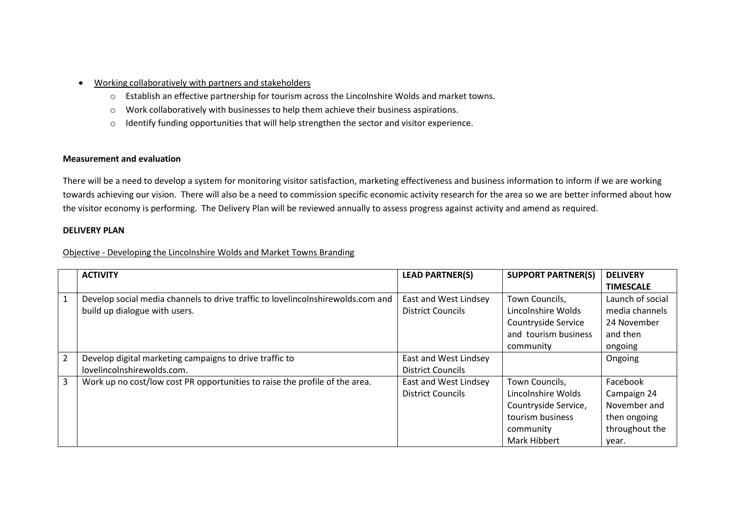- Working collaboratively with partners and stakeholders
    - Establish an effective partnership for tourism across the Lincolnshire Wolds and market towns.
    - Work collaboratively with businesses to help them achieve their business aspirations.
    - Identify funding opportunities that will help strengthen the sector and visitor experience.

**Measurement and evaluation**

There will be a need to develop a system for monitoring visitor satisfaction, marketing effectiveness and business information to inform if we are working towards achieving our vision. There will also be a need to commission specific economic activity research for the area so we are better informed about how the visitor economy is performing. The Delivery Plan will be reviewed annually to assess progress against activity and amend as required.

**DELIVERY PLAN**

Objective - Developing the Lincolnshire Wolds and Market Towns Branding

| | **ACTIVITY** | **LEAD PARTNER(S)** | **SUPPORT PARTNER(S)** | **DELIVERY TIMESCALE** |
|---|---|---|---|---|
| 1 | Develop social media channels to drive traffic to lovelincolnshirewolds.com and build up dialogue with users. | East and West Lindsey District Councils | Town Councils, Lincolnshire Wolds Countryside Service and tourism business community | Launch of social media channels 24 November and then ongoing |
| 2 | Develop digital marketing campaigns to drive traffic to lovelincolnshirewolds.com. | East and West Lindsey District Councils | | Ongoing |
| 3 | Work up no cost/low cost PR opportunities to raise the profile of the area. | East and West Lindsey District Councils | Town Councils, Lincolnshire Wolds Countryside Service, tourism business community Mark Hibbert | Facebook Campaign 24 November and then ongoing throughout the year. |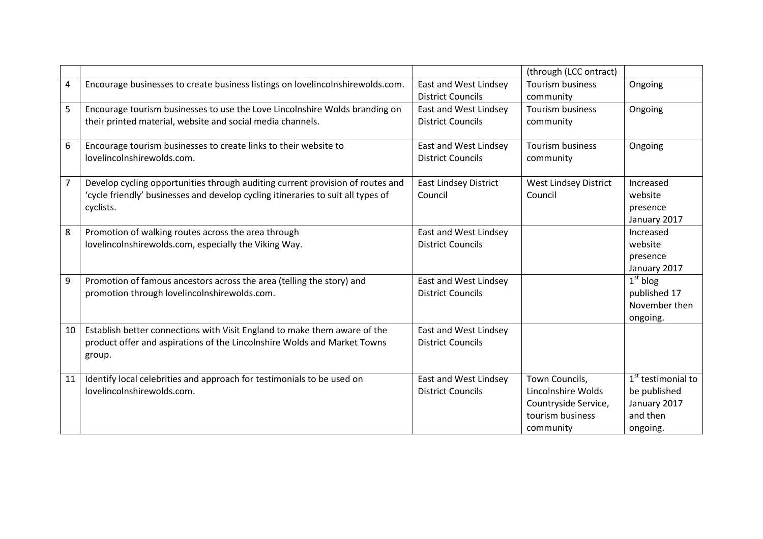| | | | | |
|---|---|---|---|---|
| | | | (through (LCC ontract) | |
| 4 | Encourage businesses to create business listings on lovelincolnshirewolds.com. | East and West Lindsey District Councils | Tourism business community | Ongoing |
| 5 | Encourage tourism businesses to use the Love Lincolnshire Wolds branding on their printed material, website and social media channels. | East and West Lindsey District Councils | Tourism business community | Ongoing |
| 6 | Encourage tourism businesses to create links to their website to lovelincolnshirewolds.com. | East and West Lindsey District Councils | Tourism business community | Ongoing |
| 7 | Develop cycling opportunities through auditing current provision of routes and 'cycle friendly' businesses and develop cycling itineraries to suit all types of cyclists. | East Lindsey District Council | West Lindsey District Council | Increased website presence January 2017 |
| 8 | Promotion of walking routes across the area through lovelincolnshirewolds.com, especially the Viking Way. | East and West Lindsey District Councils | | Increased website presence January 2017 |
| 9 | Promotion of famous ancestors across the area (telling the story) and promotion through lovelincolnshirewolds.com. | East and West Lindsey District Councils | | 1st blog published 17 November then ongoing. |
| 10 | Establish better connections with Visit England to make them aware of the product offer and aspirations of the Lincolnshire Wolds and Market Towns group. | East and West Lindsey District Councils | | |
| 11 | Identify local celebrities and approach for testimonials to be used on lovelincolnshirewolds.com. | East and West Lindsey District Councils | Town Councils, Lincolnshire Wolds Countryside Service, tourism business community | 1st testimonial to be published January 2017 and then ongoing. |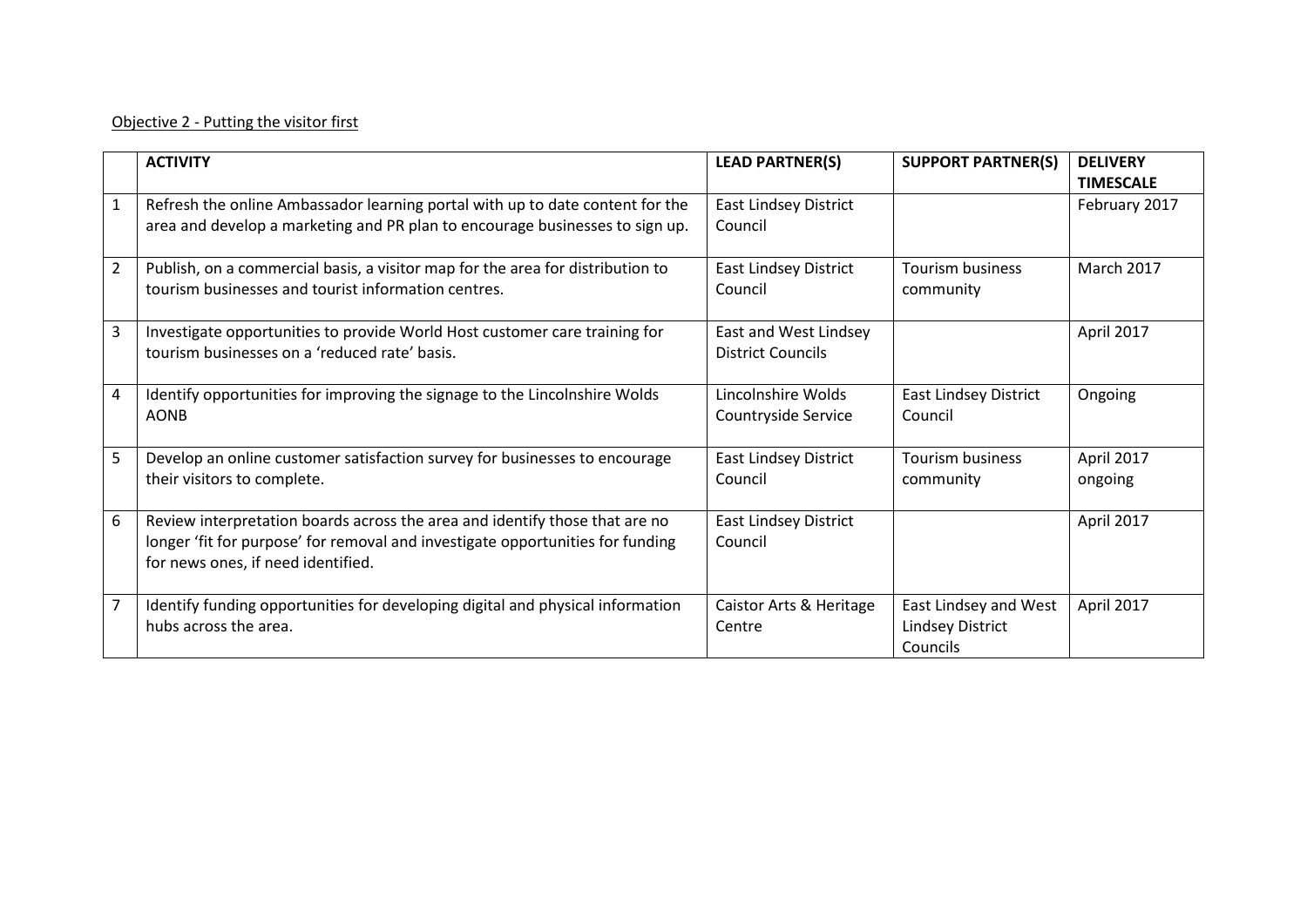Objective 2 - Putting the visitor first

| | ACTIVITY | LEAD PARTNER(S) | SUPPORT PARTNER(S) | DELIVERY TIMESCALE |
|---|---|---|---|---|
| 1 | Refresh the online Ambassador learning portal with up to date content for the area and develop a marketing and PR plan to encourage businesses to sign up. | East Lindsey District Council | | February 2017 |
| 2 | Publish, on a commercial basis, a visitor map for the area for distribution to tourism businesses and tourist information centres. | East Lindsey District Council | Tourism business community | March 2017 |
| 3 | Investigate opportunities to provide World Host customer care training for tourism businesses on a 'reduced rate' basis. | East and West Lindsey District Councils | | April 2017 |
| 4 | Identify opportunities for improving the signage to the Lincolnshire Wolds AONB | Lincolnshire Wolds Countryside Service | East Lindsey District Council | Ongoing |
| 5 | Develop an online customer satisfaction survey for businesses to encourage their visitors to complete. | East Lindsey District Council | Tourism business community | April 2017 ongoing |
| 6 | Review interpretation boards across the area and identify those that are no longer 'fit for purpose' for removal and investigate opportunities for funding for news ones, if need identified. | East Lindsey District Council | | April 2017 |
| 7 | Identify funding opportunities for developing digital and physical information hubs across the area. | Caistor Arts & Heritage Centre | East Lindsey and West Lindsey District Councils | April 2017 |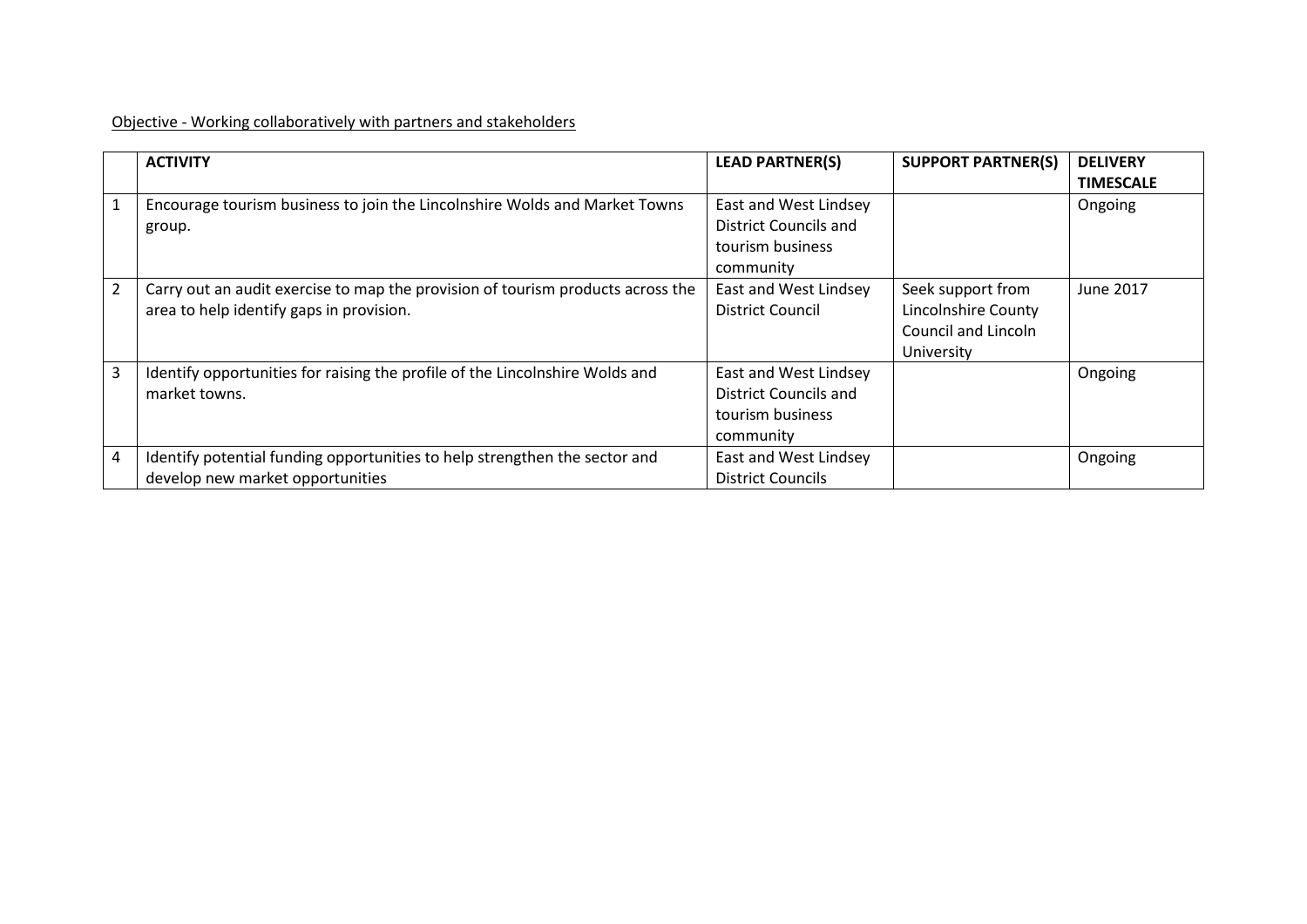Objective - Working collaboratively with partners and stakeholders

| | ACTIVITY | LEAD PARTNER(S) | SUPPORT PARTNER(S) | DELIVERY TIMESCALE |
|---|---|---|---|---|
| 1 | Encourage tourism business to join the Lincolnshire Wolds and Market Towns group. | East and West Lindsey District Councils and tourism business community | | Ongoing |
| 2 | Carry out an audit exercise to map the provision of tourism products across the area to help identify gaps in provision. | East and West Lindsey District Council | Seek support from Lincolnshire County Council and Lincoln University | June 2017 |
| 3 | Identify opportunities for raising the profile of the Lincolnshire Wolds and market towns. | East and West Lindsey District Councils and tourism business community | | Ongoing |
| 4 | Identify potential funding opportunities to help strengthen the sector and develop new market opportunities | East and West Lindsey District Councils | | Ongoing |